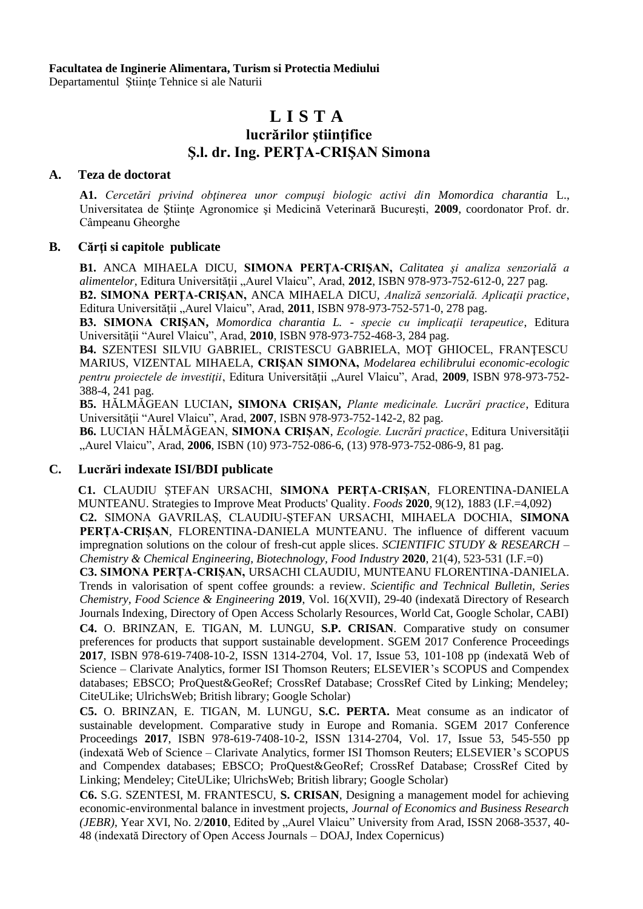**Facultatea de Inginerie Alimentara, Turism si Protectia Mediului**
Departamentul Ştiinţe Tehnice si ale Naturii

# L I S T A
## lucrărilor ştiinţifice
## Ş.l. dr. Ing. PERŢA-CRIŞAN Simona

### A. Teza de doctorat

**A1.** *Cercetări privind obţinerea unor compuşi biologic activi din Momordica charantia* L., Universitatea de Ştiinţe Agronomice şi Medicină Veterinară Bucureşti, **2009**, coordonator Prof. dr. Câmpeanu Gheorghe

### B. Cărţi si capitole publicate

**B1.** ANCA MIHAELA DICU, **SIMONA PERŢA-CRIŞAN,** *Calitatea şi analiza senzorială a alimentelor*, Editura Universităţii „Aurel Vlaicu", Arad, **2012**, ISBN 978-973-752-612-0, 227 pag.
**B2. SIMONA PERŢA-CRIŞAN,** ANCA MIHAELA DICU, *Analiză senzorială. Aplicaţii practice*, Editura Universităţii „Aurel Vlaicu", Arad, **2011**, ISBN 978-973-752-571-0, 278 pag.
**B3. SIMONA CRIŞAN,** *Momordica charantia L. - specie cu implicaţii terapeutice*, Editura Universităţii "Aurel Vlaicu", Arad, **2010**, ISBN 978-973-752-468-3, 284 pag.
**B4.** SZENTESI SILVIU GABRIEL, CRISTESCU GABRIELA, MOŢ GHIOCEL, FRANŢESCU MARIUS, VIZENTAL MIHAELA, **CRIŞAN SIMONA,** *Modelarea echilibrului economic-ecologic pentru proiectele de investiţii*, Editura Universităţii „Aurel Vlaicu", Arad, **2009**, ISBN 978-973-752-388-4, 241 pag.
**B5.** HĂLMĂGEAN LUCIAN**, SIMONA CRIŞAN,** *Plante medicinale. Lucrări practice*, Editura Universităţii "Aurel Vlaicu", Arad, **2007**, ISBN 978-973-752-142-2, 82 pag.
**B6.** LUCIAN HĂLMĂGEAN, **SIMONA CRIŞAN**, *Ecologie. Lucrări practice*, Editura Universităţii „Aurel Vlaicu", Arad, **2006**, ISBN (10) 973-752-086-6, (13) 978-973-752-086-9, 81 pag.

### C. Lucrări indexate ISI/BDI publicate

**C1.** CLAUDIU ŞTEFAN URSACHI, **SIMONA PERŢA-CRIŞAN**, FLORENTINA-DANIELA MUNTEANU. Strategies to Improve Meat Products' Quality. *Foods* **2020**, 9(12), 1883 (I.F.=4,092)
**C2.** SIMONA GAVRILAŞ, CLAUDIU-ŞTEFAN URSACHI, MIHAELA DOCHIA, **SIMONA PERŢA-CRIŞAN**, FLORENTINA-DANIELA MUNTEANU. The influence of different vacuum impregnation solutions on the colour of fresh-cut apple slices. *SCIENTIFIC STUDY & RESEARCH – Chemistry & Chemical Engineering, Biotechnology, Food Industry* **2020**, 21(4), 523-531 (I.F.=0)
**C3. SIMONA PERŢA-CRIŞAN,** URSACHI CLAUDIU, MUNTEANU FLORENTINA-DANIELA. Trends in valorisation of spent coffee grounds: a review. *Scientific and Technical Bulletin, Series Chemistry, Food Science & Engineering* **2019**, Vol. 16(XVII), 29-40 (indexată Directory of Research Journals Indexing, Directory of Open Access Scholarly Resources, World Cat, Google Scholar, CABI)
**C4.** O. BRINZAN, E. TIGAN, M. LUNGU, **S.P. CRISAN**. Comparative study on consumer preferences for products that support sustainable development. SGEM 2017 Conference Proceedings **2017**, ISBN 978-619-7408-10-2, ISSN 1314-2704, Vol. 17, Issue 53, 101-108 pp (indexată Web of Science – Clarivate Analytics, former ISI Thomson Reuters; ELSEVIER's SCOPUS and Compendex databases; EBSCO; ProQuest&GeoRef; CrossRef Database; CrossRef Cited by Linking; Mendeley; CiteULike; UlrichsWeb; British library; Google Scholar)
**C5.** O. BRINZAN, E. TIGAN, M. LUNGU, **S.C. PERTA.** Meat consume as an indicator of sustainable development. Comparative study in Europe and Romania. SGEM 2017 Conference Proceedings **2017**, ISBN 978-619-7408-10-2, ISSN 1314-2704, Vol. 17, Issue 53, 545-550 pp (indexată Web of Science – Clarivate Analytics, former ISI Thomson Reuters; ELSEVIER's SCOPUS and Compendex databases; EBSCO; ProQuest&GeoRef; CrossRef Database; CrossRef Cited by Linking; Mendeley; CiteULike; UlrichsWeb; British library; Google Scholar)
**C6.** S.G. SZENTESI, M. FRANTESCU, **S. CRISAN**, Designing a management model for achieving economic-environmental balance in investment projects, *Journal of Economics and Business Research (JEBR)*, Year XVI, No. 2/**2010**, Edited by „Aurel Vlaicu" University from Arad, ISSN 2068-3537, 40-48 (indexată Directory of Open Access Journals – DOAJ, Index Copernicus)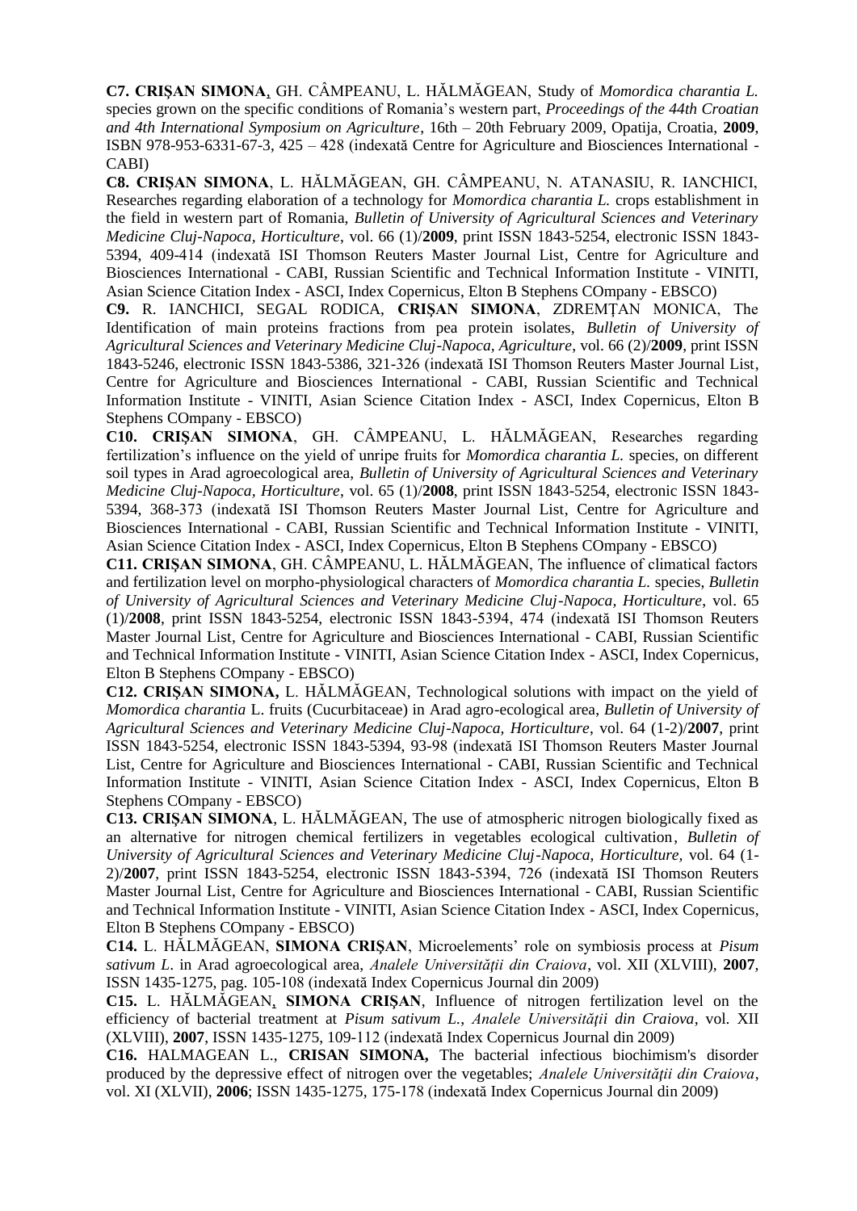**C7. CRIȘAN SIMONA**, GH. CÂMPEANU, L. HĂLMĂGEAN, Study of *Momordica charantia L.* species grown on the specific conditions of Romania's western part, *Proceedings of the 44th Croatian and 4th International Symposium on Agriculture*, 16th – 20th February 2009, Opatija, Croatia, **2009**, ISBN 978-953-6331-67-3, 425 – 428 (indexată Centre for Agriculture and Biosciences International - CABI)

**C8. CRIȘAN SIMONA**, L. HĂLMĂGEAN, GH. CÂMPEANU, N. ATANASIU, R. IANCHICI, Researches regarding elaboration of a technology for *Momordica charantia L.* crops establishment in the field in western part of Romania, *Bulletin of University of Agricultural Sciences and Veterinary Medicine Cluj-Napoca, Horticulture*, vol. 66 (1)/**2009**, print ISSN 1843-5254, electronic ISSN 1843-5394, 409-414 (indexată ISI Thomson Reuters Master Journal List, Centre for Agriculture and Biosciences International - CABI, Russian Scientific and Technical Information Institute - VINITI, Asian Science Citation Index - ASCI, Index Copernicus, Elton B Stephens COmpany - EBSCO)

**C9.** R. IANCHICI, SEGAL RODICA, **CRIȘAN SIMONA**, ZDREMȚAN MONICA, The Identification of main proteins fractions from pea protein isolates, *Bulletin of University of Agricultural Sciences and Veterinary Medicine Cluj-Napoca, Agriculture*, vol. 66 (2)/**2009**, print ISSN 1843-5246, electronic ISSN 1843-5386, 321-326 (indexată ISI Thomson Reuters Master Journal List, Centre for Agriculture and Biosciences International - CABI, Russian Scientific and Technical Information Institute - VINITI, Asian Science Citation Index - ASCI, Index Copernicus, Elton B Stephens COmpany - EBSCO)

**C10. CRIȘAN SIMONA**, GH. CÂMPEANU, L. HĂLMĂGEAN, Researches regarding fertilization's influence on the yield of unripe fruits for *Momordica charantia L.* species, on different soil types in Arad agroecological area, *Bulletin of University of Agricultural Sciences and Veterinary Medicine Cluj-Napoca, Horticulture*, vol. 65 (1)/**2008**, print ISSN 1843-5254, electronic ISSN 1843-5394, 368-373 (indexată ISI Thomson Reuters Master Journal List, Centre for Agriculture and Biosciences International - CABI, Russian Scientific and Technical Information Institute - VINITI, Asian Science Citation Index - ASCI, Index Copernicus, Elton B Stephens COmpany - EBSCO)

**C11. CRIȘAN SIMONA**, GH. CÂMPEANU, L. HĂLMĂGEAN, The influence of climatical factors and fertilization level on morpho-physiological characters of *Momordica charantia L.* species, *Bulletin of University of Agricultural Sciences and Veterinary Medicine Cluj-Napoca, Horticulture*, vol. 65 (1)/**2008**, print ISSN 1843-5254, electronic ISSN 1843-5394, 474 (indexată ISI Thomson Reuters Master Journal List, Centre for Agriculture and Biosciences International - CABI, Russian Scientific and Technical Information Institute - VINITI, Asian Science Citation Index - ASCI, Index Copernicus, Elton B Stephens COmpany - EBSCO)

**C12. CRIȘAN SIMONA,** L. HĂLMĂGEAN, Technological solutions with impact on the yield of *Momordica charantia* L. fruits (Cucurbitaceae) in Arad agro-ecological area, *Bulletin of University of Agricultural Sciences and Veterinary Medicine Cluj-Napoca, Horticulture*, vol. 64 (1-2)/**2007**, print ISSN 1843-5254, electronic ISSN 1843-5394, 93-98 (indexată ISI Thomson Reuters Master Journal List, Centre for Agriculture and Biosciences International - CABI, Russian Scientific and Technical Information Institute - VINITI, Asian Science Citation Index - ASCI, Index Copernicus, Elton B Stephens COmpany - EBSCO)

**C13. CRIȘAN SIMONA**, L. HĂLMĂGEAN, The use of atmospheric nitrogen biologically fixed as an alternative for nitrogen chemical fertilizers in vegetables ecological cultivation, *Bulletin of University of Agricultural Sciences and Veterinary Medicine Cluj-Napoca, Horticulture*, vol. 64 (1-2)/**2007**, print ISSN 1843-5254, electronic ISSN 1843-5394, 726 (indexată ISI Thomson Reuters Master Journal List, Centre for Agriculture and Biosciences International - CABI, Russian Scientific and Technical Information Institute - VINITI, Asian Science Citation Index - ASCI, Index Copernicus, Elton B Stephens COmpany - EBSCO)

**C14.** L. HĂLMĂGEAN, **SIMONA CRIȘAN**, Microelements' role on symbiosis process at *Pisum sativum L.* in Arad agroecological area, *Analele Universității din Craiova*, vol. XII (XLVIII), **2007**, ISSN 1435-1275, pag. 105-108 (indexată Index Copernicus Journal din 2009)

**C15.** L. HĂLMĂGEAN, **SIMONA CRIȘAN**, Influence of nitrogen fertilization level on the efficiency of bacterial treatment at *Pisum sativum L.*, *Analele Universității din Craiova*, vol. XII (XLVIII), **2007**, ISSN 1435-1275, 109-112 (indexată Index Copernicus Journal din 2009)

**C16.** HALMAGEAN L., **CRISAN SIMONA,** The bacterial infectious biochimism's disorder produced by the depressive effect of nitrogen over the vegetables; *Analele Universității din Craiova*, vol. XI (XLVII), **2006**; ISSN 1435-1275, 175-178 (indexată Index Copernicus Journal din 2009)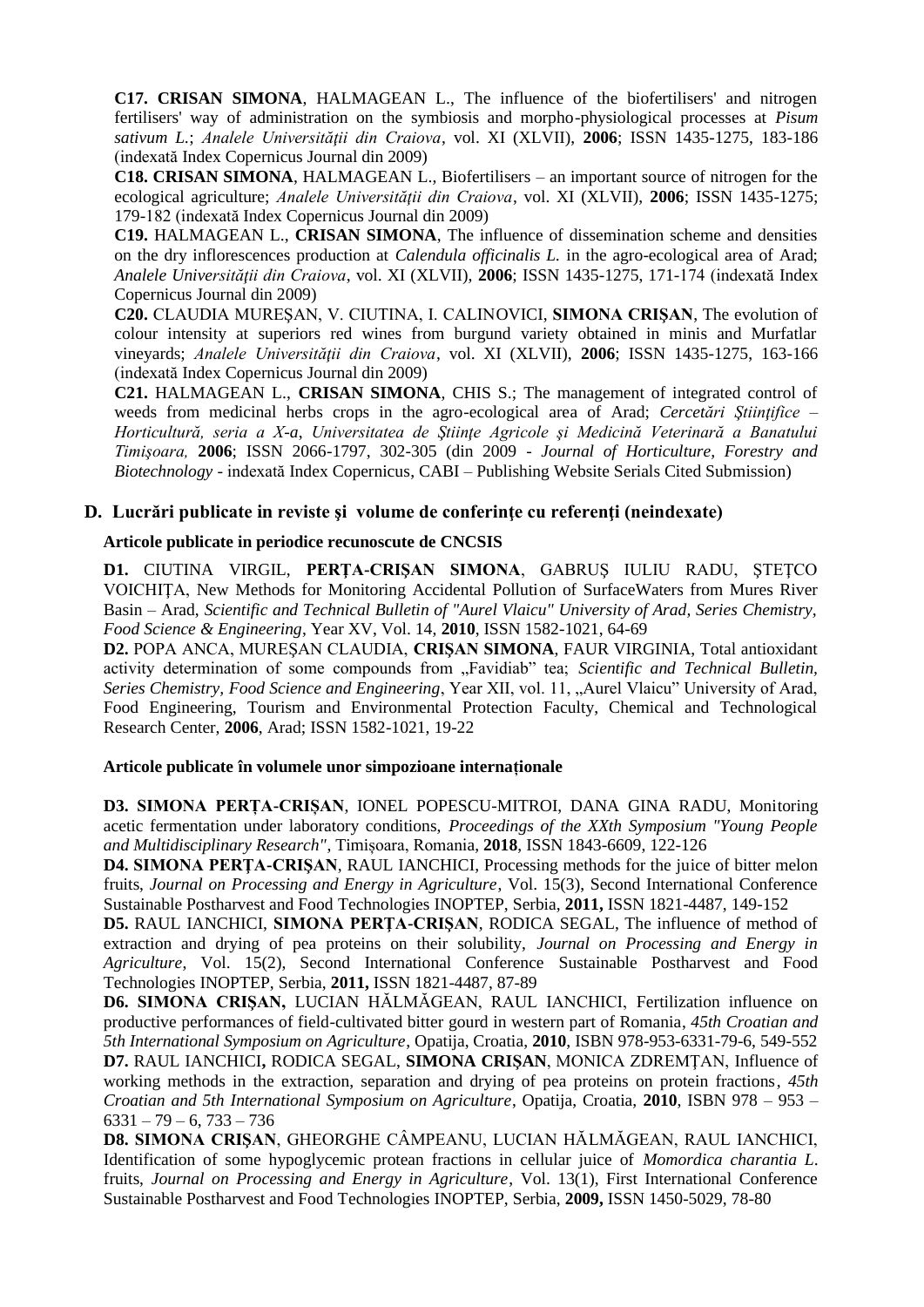**C17. CRISAN SIMONA**, HALMAGEAN L., The influence of the biofertilisers' and nitrogen fertilisers' way of administration on the symbiosis and morpho-physiological processes at *Pisum sativum L.*; *Analele Universității din Craiova*, vol. XI (XLVII), **2006**; ISSN 1435-1275, 183-186 (indexată Index Copernicus Journal din 2009)

**C18. CRISAN SIMONA**, HALMAGEAN L., Biofertilisers – an important source of nitrogen for the ecological agriculture; *Analele Universității din Craiova*, vol. XI (XLVII), **2006**; ISSN 1435-1275; 179-182 (indexată Index Copernicus Journal din 2009)

**C19.** HALMAGEAN L., **CRISAN SIMONA**, The influence of dissemination scheme and densities on the dry inflorescences production at *Calendula officinalis L.* in the agro-ecological area of Arad; *Analele Universității din Craiova*, vol. XI (XLVII), **2006**; ISSN 1435-1275, 171-174 (indexată Index Copernicus Journal din 2009)

**C20.** CLAUDIA MUREȘAN, V. CIUTINA, I. CALINOVICI, **SIMONA CRIȘAN**, The evolution of colour intensity at superiors red wines from burgund variety obtained in minis and Murfatlar vineyards; *Analele Universității din Craiova*, vol. XI (XLVII), **2006**; ISSN 1435-1275, 163-166 (indexată Index Copernicus Journal din 2009)

**C21.** HALMAGEAN L., **CRISAN SIMONA**, CHIS S.; The management of integrated control of weeds from medicinal herbs crops in the agro-ecological area of Arad; *Cercetări Științifice – Horticultură, seria a X-a, Universitatea de Ştiinţe Agricole şi Medicină Veterinară a Banatului Timişoara,* **2006**; ISSN 2066-1797, 302-305 (din 2009 - *Journal of Horticulture, Forestry and Biotechnology* - indexată Index Copernicus, CABI – Publishing Website Serials Cited Submission)

## D. Lucrări publicate in reviste şi volume de conferinţe cu referenţi (neindexate)

### Articole publicate in periodice recunoscute de CNCSIS

**D1.** CIUTINA VIRGIL, **PERȚA-CRIȘAN SIMONA**, GABRUȘ IULIU RADU, ȘTEȚCO VOICHIȚA, New Methods for Monitoring Accidental Pollution of SurfaceWaters from Mures River Basin – Arad, *Scientific and Technical Bulletin of "Aurel Vlaicu" University of Arad, Series Chemistry, Food Science & Engineering*, Year XV, Vol. 14, **2010**, ISSN 1582-1021, 64-69

**D2.** POPA ANCA, MUREȘAN CLAUDIA, **CRIȘAN SIMONA**, FAUR VIRGINIA, Total antioxidant activity determination of some compounds from „Favidiab" tea; *Scientific and Technical Bulletin, Series Chemistry, Food Science and Engineering*, Year XII, vol. 11, „Aurel Vlaicu" University of Arad, Food Engineering, Tourism and Environmental Protection Faculty, Chemical and Technological Research Center, **2006**, Arad; ISSN 1582-1021, 19-22

### Articole publicate în volumele unor simpozioane internaționale

**D3. SIMONA PERȚA-CRIȘAN**, IONEL POPESCU-MITROI, DANA GINA RADU, Monitoring acetic fermentation under laboratory conditions, *Proceedings of the XXth Symposium "Young People and Multidisciplinary Research"*, Timișoara, Romania, **2018**, ISSN 1843-6609, 122-126

**D4. SIMONA PERȚA-CRIȘAN**, RAUL IANCHICI, Processing methods for the juice of bitter melon fruits, *Journal on Processing and Energy in Agriculture*, Vol. 15(3), Second International Conference Sustainable Postharvest and Food Technologies INOPTEP, Serbia, **2011,** ISSN 1821-4487, 149-152

**D5.** RAUL IANCHICI, **SIMONA PERȚA-CRIȘAN**, RODICA SEGAL, The influence of method of extraction and drying of pea proteins on their solubility, *Journal on Processing and Energy in Agriculture*, Vol. 15(2), Second International Conference Sustainable Postharvest and Food Technologies INOPTEP, Serbia, **2011,** ISSN 1821-4487, 87-89

**D6. SIMONA CRIȘAN,** LUCIAN HĂLMĂGEAN, RAUL IANCHICI, Fertilization influence on productive performances of field-cultivated bitter gourd in western part of Romania, *45th Croatian and 5th International Symposium on Agriculture*, Opatija, Croatia, **2010**, ISBN 978-953-6331-79-6, 549-552

**D7.** RAUL IANCHICI**,** RODICA SEGAL, **SIMONA CRIȘAN**, MONICA ZDREMȚAN, Influence of working methods in the extraction, separation and drying of pea proteins on protein fractions, *45th Croatian and 5th International Symposium on Agriculture*, Opatija, Croatia, **2010**, ISBN 978 – 953 – 6331 – 79 – 6, 733 – 736

**D8. SIMONA CRIȘAN**, GHEORGHE CÂMPEANU, LUCIAN HĂLMĂGEAN, RAUL IANCHICI, Identification of some hypoglycemic protean fractions in cellular juice of *Momordica charantia L.* fruits, *Journal on Processing and Energy in Agriculture*, Vol. 13(1), First International Conference Sustainable Postharvest and Food Technologies INOPTEP, Serbia, **2009,** ISSN 1450-5029, 78-80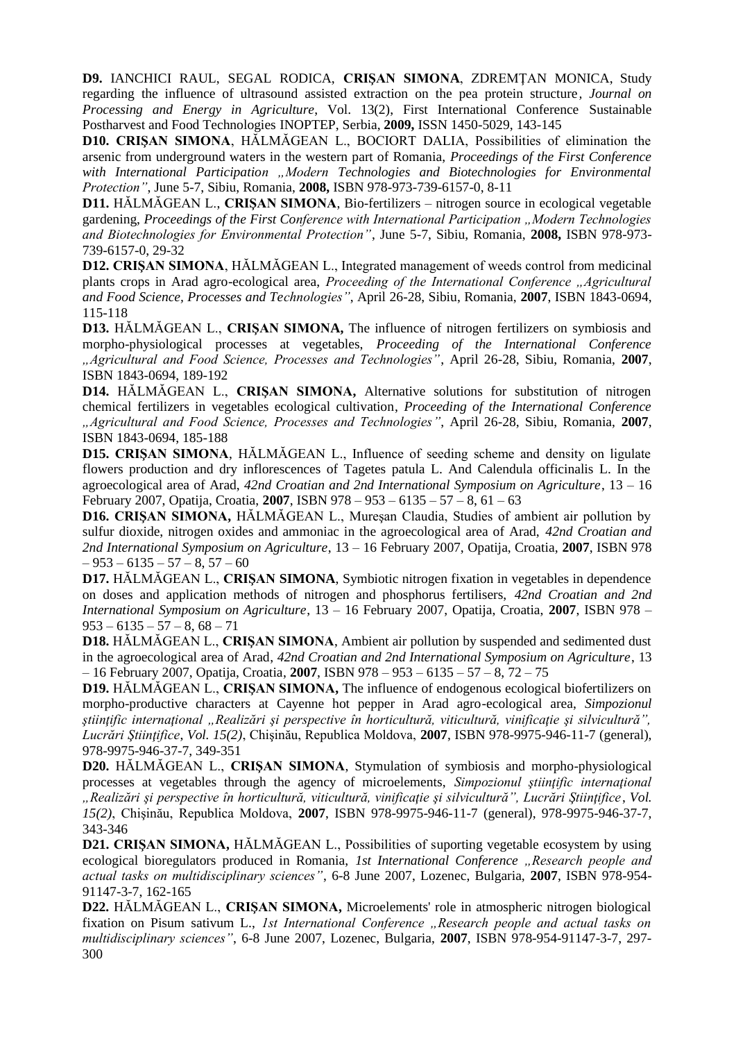**D9.** IANCHICI RAUL, SEGAL RODICA, **CRIŞAN SIMONA**, ZDREMŢAN MONICA, Study regarding the influence of ultrasound assisted extraction on the pea protein structure, *Journal on Processing and Energy in Agriculture*, Vol. 13(2), First International Conference Sustainable Postharvest and Food Technologies INOPTEP, Serbia, **2009,** ISSN 1450-5029, 143-145

**D10. CRIŞAN SIMONA**, HĂLMĂGEAN L., BOCIORT DALIA, Possibilities of elimination the arsenic from underground waters in the western part of Romania, *Proceedings of the First Conference with International Participation „Modern Technologies and Biotechnologies for Environmental Protection"*, June 5-7, Sibiu, Romania, **2008,** ISBN 978-973-739-6157-0, 8-11

**D11.** HĂLMĂGEAN L., **CRIŞAN SIMONA**, Bio-fertilizers – nitrogen source in ecological vegetable gardening, *Proceedings of the First Conference with International Participation „Modern Technologies and Biotechnologies for Environmental Protection"*, June 5-7, Sibiu, Romania, **2008,** ISBN 978-973-739-6157-0, 29-32

**D12. CRIŞAN SIMONA**, HĂLMĂGEAN L., Integrated management of weeds control from medicinal plants crops in Arad agro-ecological area, *Proceeding of the International Conference „Agricultural and Food Science, Processes and Technologies"*, April 26-28, Sibiu, Romania, **2007**, ISBN 1843-0694, 115-118

**D13.** HĂLMĂGEAN L., **CRIŞAN SIMONA,** The influence of nitrogen fertilizers on symbiosis and morpho-physiological processes at vegetables, *Proceeding of the International Conference „Agricultural and Food Science, Processes and Technologies"*, April 26-28, Sibiu, Romania, **2007**, ISBN 1843-0694, 189-192

**D14.** HĂLMĂGEAN L., **CRIŞAN SIMONA,** Alternative solutions for substitution of nitrogen chemical fertilizers in vegetables ecological cultivation, *Proceeding of the International Conference „Agricultural and Food Science, Processes and Technologies"*, April 26-28, Sibiu, Romania, **2007**, ISBN 1843-0694, 185-188

**D15. CRIŞAN SIMONA**, HĂLMĂGEAN L., Influence of seeding scheme and density on ligulate flowers production and dry inflorescences of Tagetes patula L. And Calendula officinalis L. In the agroecological area of Arad, *42nd Croatian and 2nd International Symposium on Agriculture*, 13 – 16 February 2007, Opatija, Croatia, **2007**, ISBN 978 – 953 – 6135 – 57 – 8, 61 – 63

**D16. CRIŞAN SIMONA,** HĂLMĂGEAN L., Mureşan Claudia, Studies of ambient air pollution by sulfur dioxide, nitrogen oxides and ammoniac in the agroecological area of Arad, *42nd Croatian and 2nd International Symposium on Agriculture*, 13 – 16 February 2007, Opatija, Croatia, **2007**, ISBN 978 – 953 – 6135 – 57 – 8, 57 – 60

**D17.** HĂLMĂGEAN L., **CRIŞAN SIMONA**, Symbiotic nitrogen fixation in vegetables in dependence on doses and application methods of nitrogen and phosphorus fertilisers, *42nd Croatian and 2nd International Symposium on Agriculture*, 13 – 16 February 2007, Opatija, Croatia, **2007**, ISBN 978 – 953 – 6135 – 57 – 8, 68 – 71

**D18.** HĂLMĂGEAN L., **CRIŞAN SIMONA**, Ambient air pollution by suspended and sedimented dust in the agroecological area of Arad, *42nd Croatian and 2nd International Symposium on Agriculture*, 13 – 16 February 2007, Opatija, Croatia, **2007**, ISBN 978 – 953 – 6135 – 57 – 8, 72 – 75

**D19.** HĂLMĂGEAN L., **CRIŞAN SIMONA,** The influence of endogenous ecological biofertilizers on morpho-productive characters at Cayenne hot pepper in Arad agro-ecological area, *Simpozionul ştiinţific internaţional „Realizări şi perspective în horticultură, viticultură, vinificaţie şi silvicultură", Lucrări Ştiinţifice, Vol. 15(2)*, Chişinău, Republica Moldova, **2007**, ISBN 978-9975-946-11-7 (general), 978-9975-946-37-7, 349-351

**D20.** HĂLMĂGEAN L., **CRIŞAN SIMONA**, Stymulation of symbiosis and morpho-physiological processes at vegetables through the agency of microelements, *Simpozionul ştiinţific internaţional „Realizări şi perspective în horticultură, viticultură, vinificaţie şi silvicultură", Lucrări Ştiinţifice, Vol. 15(2)*, Chişinău, Republica Moldova, **2007**, ISBN 978-9975-946-11-7 (general), 978-9975-946-37-7, 343-346

**D21. CRIŞAN SIMONA,** HĂLMĂGEAN L., Possibilities of suporting vegetable ecosystem by using ecological bioregulators produced in Romania, *1st International Conference „Research people and actual tasks on multidisciplinary sciences"*, 6-8 June 2007, Lozenec, Bulgaria, **2007**, ISBN 978-954-91147-3-7, 162-165

**D22.** HĂLMĂGEAN L., **CRIŞAN SIMONA,** Microelements' role in atmospheric nitrogen biological fixation on Pisum sativum L., *1st International Conference „Research people and actual tasks on multidisciplinary sciences"*, 6-8 June 2007, Lozenec, Bulgaria, **2007**, ISBN 978-954-91147-3-7, 297-300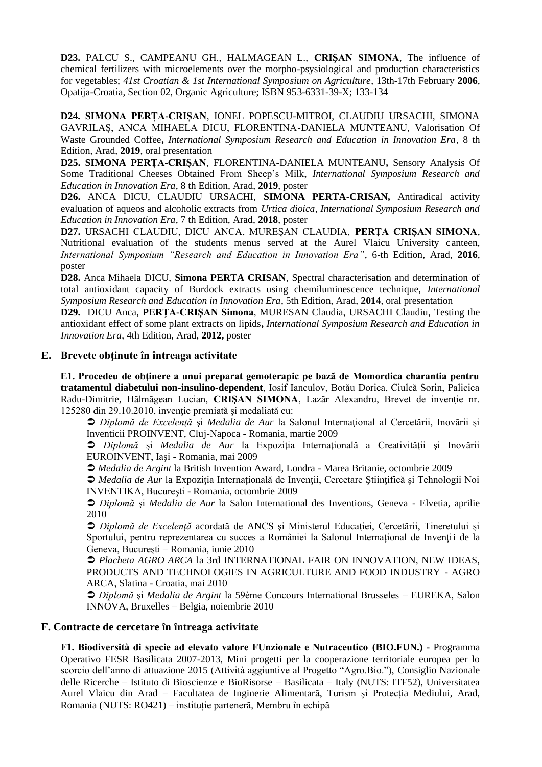**D23.** PALCU S., CAMPEANU GH., HALMAGEAN L., **CRIŞAN SIMONA**, The influence of chemical fertilizers with microelements over the morpho-psysiological and production characteristics for vegetables; *41st Croatian & 1st International Symposium on Agriculture*, 13th-17th February **2006**, Opatija-Croatia, Section 02, Organic Agriculture; ISBN 953-6331-39-X; 133-134

**D24. SIMONA PERȚA-CRIȘAN**, IONEL POPESCU-MITROI, CLAUDIU URSACHI, SIMONA GAVRILAȘ, ANCA MIHAELA DICU, FLORENTINA-DANIELA MUNTEANU, Valorisation Of Waste Grounded Coffee**,** *International Symposium Research and Education in Innovation Era*, 8 th Edition, Arad, **2019**, oral presentation

**D25. SIMONA PERȚA-CRIȘAN**, FLORENTINA-DANIELA MUNTEANU**,** Sensory Analysis Of Some Traditional Cheeses Obtained From Sheep's Milk, *International Symposium Research and Education in Innovation Era*, 8 th Edition, Arad, **2019**, poster

**D26.** ANCA DICU, CLAUDIU URSACHI, **SIMONA PERTA-CRISAN,** Antiradical activity evaluation of aqueos and alcoholic extracts from *Urtica dioica*, *International Symposium Research and Education in Innovation Era*, 7 th Edition, Arad, **2018**, poster

**D27.** URSACHI CLAUDIU, DICU ANCA, MUREȘAN CLAUDIA, **PERȚA CRIȘAN SIMONA**, Nutritional evaluation of the students menus served at the Aurel Vlaicu University canteen, *International Symposium "Research and Education in Innovation Era"*, 6-th Edition, Arad, **2016**, poster

**D28.** Anca Mihaela DICU, **Simona PERTA CRISAN**, Spectral characterisation and determination of total antioxidant capacity of Burdock extracts using chemiluminescence technique, *International Symposium Research and Education in Innovation Era*, 5th Edition, Arad, **2014**, oral presentation

**D29.** DICU Anca, **PERȚA-CRIȘAN Simona**, MURESAN Claudia, URSACHI Claudiu, Testing the antioxidant effect of some plant extracts on lipids**,** *International Symposium Research and Education in Innovation Era*, 4th Edition, Arad, **2012,** poster

## E. Brevete obţinute în întreaga activitate

**E1. Procedeu de obținere a unui preparat gemoterapic pe bază de Momordica charantia pentru tratamentul diabetului non-insulino-dependent**, Iosif Ianculov, Botău Dorica, Ciulcă Sorin, Palicica Radu-Dimitrie, Hălmăgean Lucian, **CRIȘAN SIMONA**, Lazăr Alexandru, Brevet de invenţie nr. 125280 din 29.10.2010, invenţie premiată şi medaliată cu:

- *Diplomă de Excelenţă* şi *Medalia de Aur* la Salonul Internaţional al Cercetării, Inovării şi Inventicii PROINVENT, Cluj-Napoca - Romania, martie 2009
- *Diplomă* şi *Medalia de Aur* la Expoziţia Internaţională a Creativităţii şi Inovării EUROINVENT, Iaşi - Romania, mai 2009
- *Medalia de Argint* la British Invention Award, Londra - Marea Britanie, octombrie 2009
- *Medalia de Aur* la Expoziția Internațională de Invenții, Cercetare Științifică și Tehnologii Noi INVENTIKA, București - Romania, octombrie 2009
- *Diplomă* şi *Medalia de Aur* la Salon International des Inventions, Geneva - Elvetia, aprilie 2010
- *Diplomă de Excelenţă* acordată de ANCS şi Ministerul Educaţiei, Cercetării, Tineretului şi Sportului, pentru reprezentarea cu succes a României la Salonul Internaţional de Invenţii de la Geneva, Bucureşti – Romania, iunie 2010
- *Placheta AGRO ARCA* la 3rd INTERNATIONAL FAIR ON INNOVATION, NEW IDEAS, PRODUCTS AND TECHNOLOGIES IN AGRICULTURE AND FOOD INDUSTRY - AGRO ARCA, Slatina - Croatia, mai 2010
- *Diplomă* şi *Medalia de Argint* la 59ème Concours International Brusseles – EUREKA, Salon INNOVA, Bruxelles – Belgia, noiembrie 2010

## F. Contracte de cercetare în întreaga activitate

**F1. Biodiversità di specie ad elevato valore FUnzionale e Nutraceutico (BIO.FUN.) -** Programma Operativo FESR Basilicata 2007-2013, Mini progetti per la cooperazione territoriale europea per lo scorcio dell'anno di attuazione 2015 (Attività aggiuntive al Progetto "Agro.Bio."), Consiglio Nazionale delle Ricerche – Istituto di Bioscienze e BioRisorse – Basilicata – Italy (NUTS: ITF52), Universitatea Aurel Vlaicu din Arad – Facultatea de Inginerie Alimentară, Turism și Protecția Mediului, Arad, Romania (NUTS: RO421) – instituție parteneră, Membru în echipă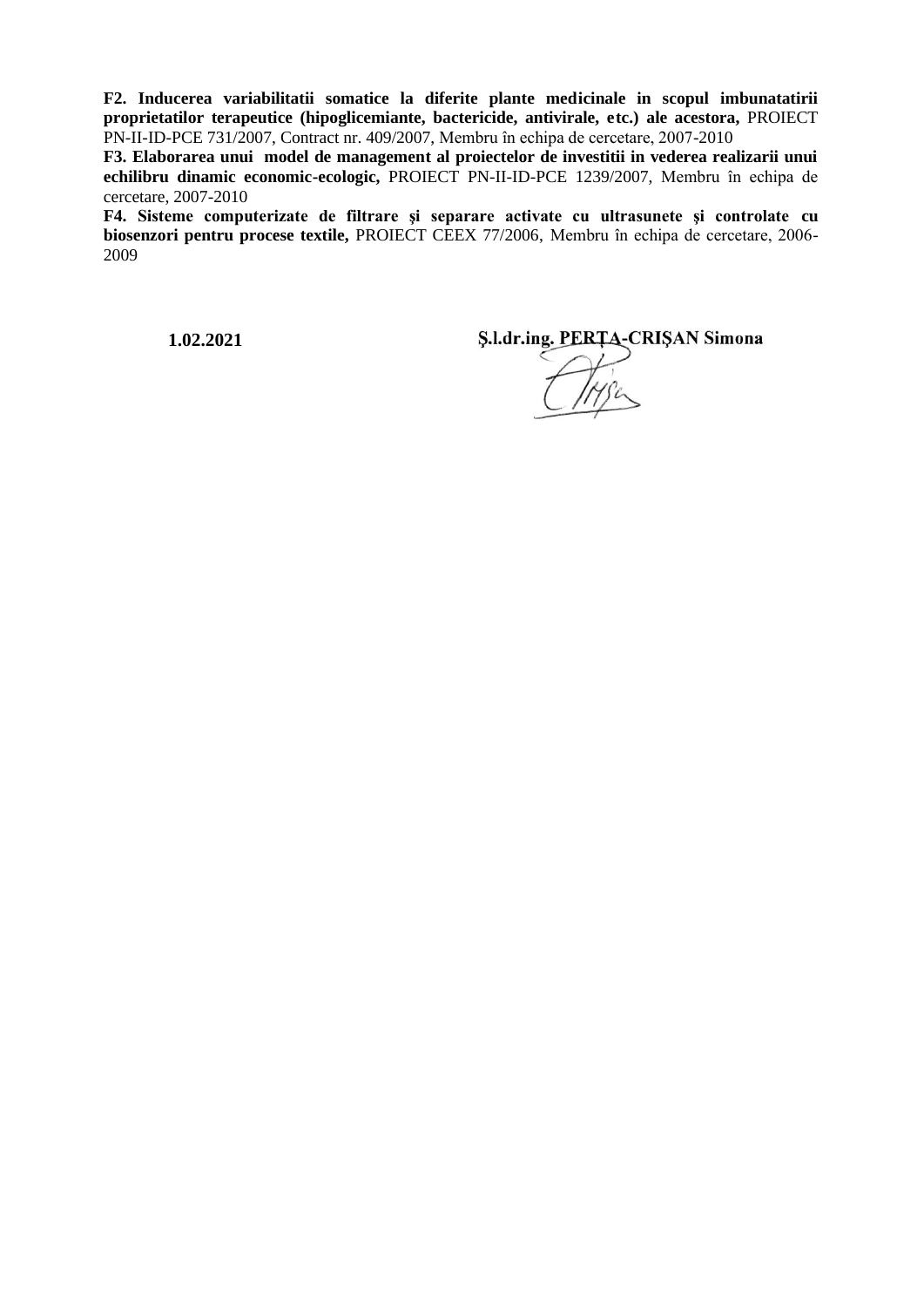**F2. Inducerea variabilitatii somatice la diferite plante medicinale in scopul imbunatatirii proprietatilor terapeutice (hipoglicemiante, bactericide, antivirale, etc.) ale acestora,** PROIECT PN-II-ID-PCE 731/2007, Contract nr. 409/2007, Membru în echipa de cercetare, 2007-2010

**F3. Elaborarea unui model de management al proiectelor de investitii in vederea realizarii unui echilibru dinamic economic-ecologic,** PROIECT PN-II-ID-PCE 1239/2007, Membru în echipa de cercetare, 2007-2010

**F4. Sisteme computerizate de filtrare şi separare activate cu ultrasunete şi controlate cu biosenzori pentru procese textile,** PROIECT CEEX 77/2006, Membru în echipa de cercetare, 2006-2009

**1.02.2021** **Ş.l.dr.ing. PERŢA-CRIŞAN Simona**